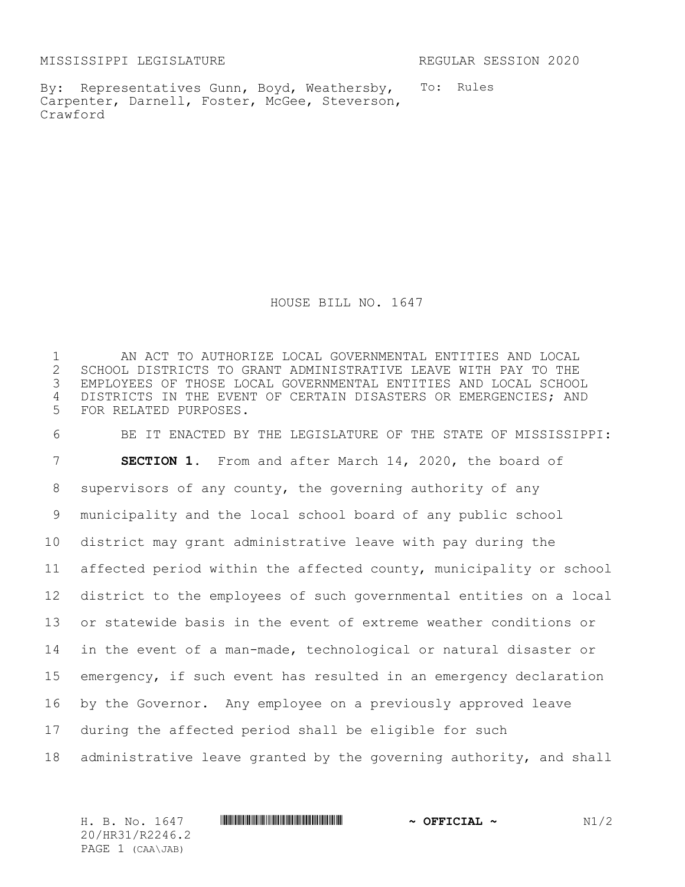MISSISSIPPI LEGISLATURE REGULAR SESSION 2020

By: Representatives Gunn, Boyd, Weathersby, Carpenter, Darnell, Foster, McGee, Steverson, Crawford

To: Rules

# HOUSE BILL NO. 1647

AN ACT TO AUTHORIZE LOCAL GOVERNMENTAL ENTITIES AND LOCAL SCHOOL DISTRICTS TO GRANT ADMINISTRATIVE LEAVE WITH PAY TO THE EMPLOYEES OF THOSE LOCAL GOVERNMENTAL ENTITIES AND LOCAL SCHOOL DISTRICTS IN THE EVENT OF CERTAIN DISASTERS OR EMERGENCIES; AND FOR RELATED PURPOSES.

BE IT ENACTED BY THE LEGISLATURE OF THE STATE OF MISSISSIPPI:

**SECTION 1.** From and after March 14, 2020, the board of supervisors of any county, the governing authority of any municipality and the local school board of any public school district may grant administrative leave with pay during the affected period within the affected county, municipality or school district to the employees of such governmental entities on a local or statewide basis in the event of extreme weather conditions or in the event of a man-made, technological or natural disaster or emergency, if such event has resulted in an emergency declaration by the Governor. Any employee on a previously approved leave during the affected period shall be eligible for such administrative leave granted by the governing authority, and shall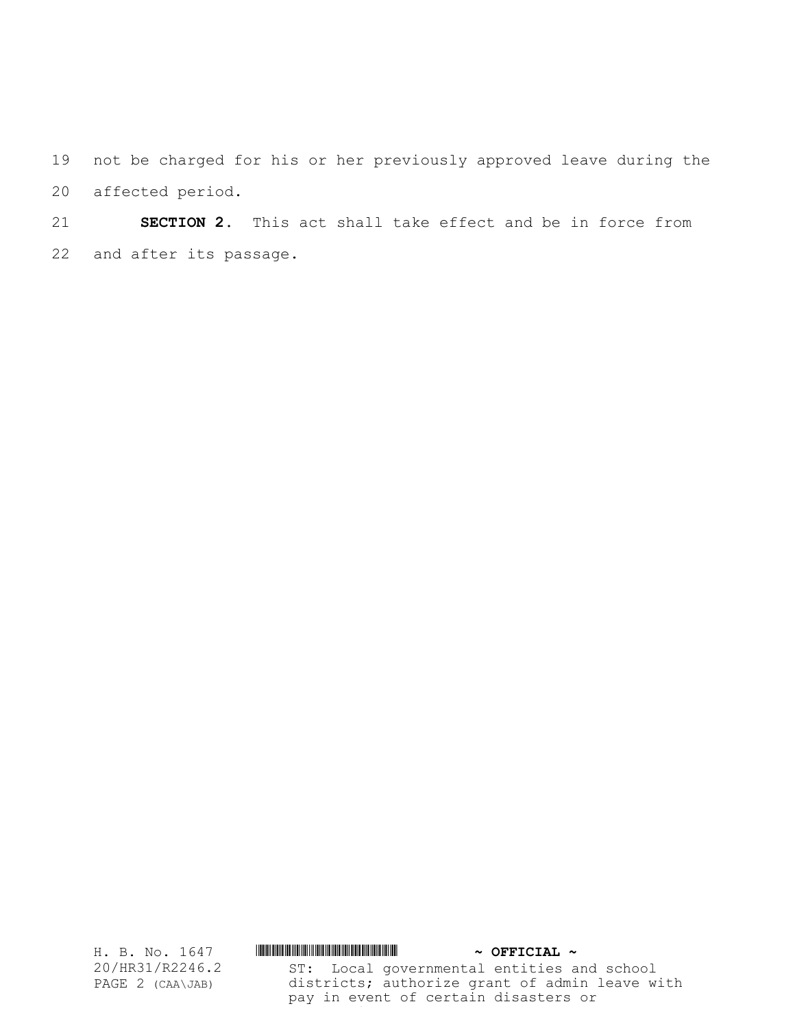not be charged for his or her previously approved leave during the affected period.

**SECTION 2.** This act shall take effect and be in force from and after its passage.